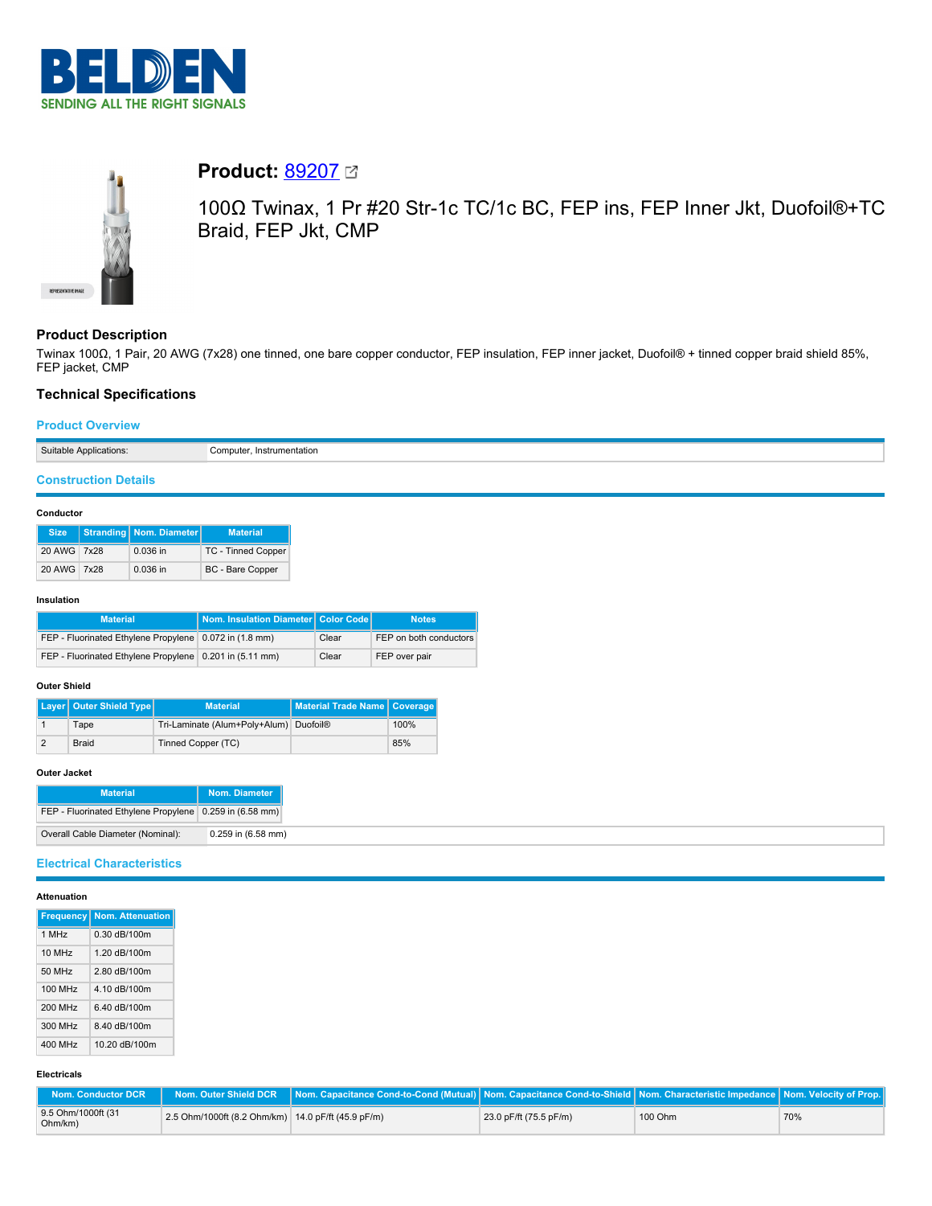# Product: 89207

100Ω Twinax, 1 Pr #20 Str-1c TC/1c BC, FEP ins, FEP Inner Jkt, Duofoil®+TC Braid, FEP Jkt, CMP

## Product Description

Twinax 100Ω, 1 Pair, 20 AWG (7x28) one tinned, one bare copper conductor, FEP insulation, FEP inner jacket, Duofoil® + tinned copper braid shield 85%, FEP jacket, CMP

## Technical Specifications

### Product Overview

| Suitable Applications: | Computer, Instrumentation |
|---|---|

### Construction Details

#### Conductor

| Size | Stranding | Nom. Diameter | Material |
|---|---|---|---|
| 20 AWG | 7x28 | 0.036 in | TC - Tinned Copper |
| 20 AWG | 7x28 | 0.036 in | BC - Bare Copper |

#### Insulation

| Material | Nom. Insulation Diameter | Color Code | Notes |
|---|---|---|---|
| FEP - Fluorinated Ethylene Propylene | 0.072 in (1.8 mm) | Clear | FEP on both conductors |
| FEP - Fluorinated Ethylene Propylene | 0.201 in (5.11 mm) | Clear | FEP over pair |

#### Outer Shield

| Layer | Outer Shield Type | Material | Material Trade Name | Coverage |
|---|---|---|---|---|
| 1 | Tape | Tri-Laminate (Alum+Poly+Alum) | Duofoil® | 100% |
| 2 | Braid | Tinned Copper (TC) | | 85% |

#### Outer Jacket

| Material | Nom. Diameter |
|---|---|
| FEP - Fluorinated Ethylene Propylene | 0.259 in (6.58 mm) |

| Overall Cable Diameter (Nominal): | 0.259 in (6.58 mm) |
|---|---|

### Electrical Characteristics

#### Attenuation

| Frequency | Nom. Attenuation |
|---|---|
| 1 MHz | 0.30 dB/100m |
| 10 MHz | 1.20 dB/100m |
| 50 MHz | 2.80 dB/100m |
| 100 MHz | 4.10 dB/100m |
| 200 MHz | 6.40 dB/100m |
| 300 MHz | 8.40 dB/100m |
| 400 MHz | 10.20 dB/100m |

#### Electricals

| Nom. Conductor DCR | Nom. Outer Shield DCR | Nom. Capacitance Cond-to-Cond (Mutual) | Nom. Capacitance Cond-to-Shield | Nom. Characteristic Impedance | Nom. Velocity of Prop. |
|---|---|---|---|---|---|
| 9.5 Ohm/1000ft (31 Ohm/km) | 2.5 Ohm/1000ft (8.2 Ohm/km) | 14.0 pF/ft (45.9 pF/m) | 23.0 pF/ft (75.5 pF/m) | 100 Ohm | 70% |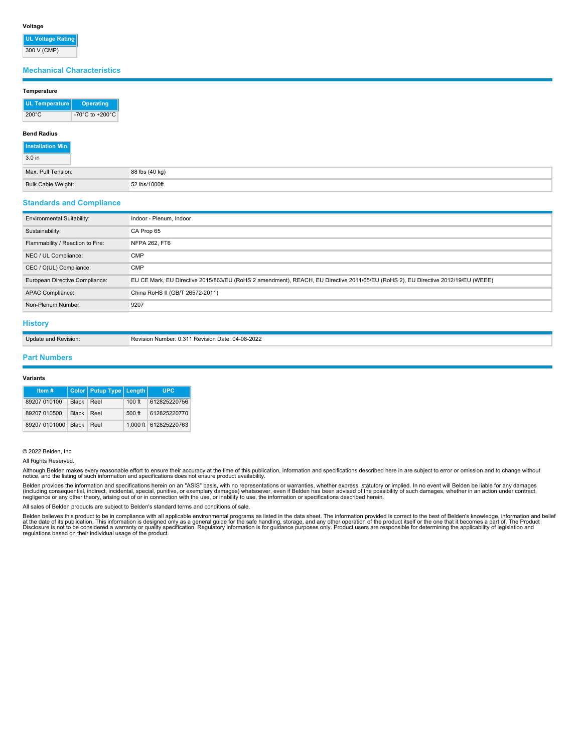#### Voltage

| UL Voltage Rating |
| --- |
| 300 V (CMP) |

## Mechanical Characteristics

#### Temperature

| UL Temperature | Operating |
| --- | --- |
| 200°C | -70°C to +200°C |

#### Bend Radius

| Installation Min. |
| --- |
| 3.0 in |

| | |
| --- | --- |
| Max. Pull Tension: | 88 lbs (40 kg) |
| Bulk Cable Weight: | 52 lbs/1000ft |

## Standards and Compliance

| | |
| --- | --- |
| Environmental Suitability: | Indoor - Plenum, Indoor |
| Sustainability: | CA Prop 65 |
| Flammability / Reaction to Fire: | NFPA 262, FT6 |
| NEC / UL Compliance: | CMP |
| CEC / C(UL) Compliance: | CMP |
| European Directive Compliance: | EU CE Mark, EU Directive 2015/863/EU (RoHS 2 amendment), REACH, EU Directive 2011/65/EU (RoHS 2), EU Directive 2012/19/EU (WEEE) |
| APAC Compliance: | China RoHS II (GB/T 26572-2011) |
| Non-Plenum Number: | 9207 |

## History

| | |
| --- | --- |
| Update and Revision: | Revision Number: 0.311 Revision Date: 04-08-2022 |

## Part Numbers

#### Variants

| Item # | Color | Putup Type | Length | UPC |
| --- | --- | --- | --- | --- |
| 89207 010100 | Black | Reel | 100 ft | 612825220756 |
| 89207 010500 | Black | Reel | 500 ft | 612825220770 |
| 89207 0101000 | Black | Reel | 1,000 ft | 612825220763 |

© 2022 Belden, Inc

All Rights Reserved.

Although Belden makes every reasonable effort to ensure their accuracy at the time of this publication, information and specifications described here in are subject to error or omission and to change without notice, and the listing of such information and specifications does not ensure product availability.

Belden provides the information and specifications herein on an "ASIS" basis, with no representations or warranties, whether express, statutory or implied. In no event will Belden be liable for any damages (including consequential, indirect, incidental, special, punitive, or exemplary damages) whatsoever, even if Belden has been advised of the possibility of such damages, whether in an action under contract, negligence or any other theory, arising out of or in connection with the use, or inability to use, the information or specifications described herein.

All sales of Belden products are subject to Belden's standard terms and conditions of sale.

Belden believes this product to be in compliance with all applicable environmental programs as listed in the data sheet. The information provided is correct to the best of Belden's knowledge, information and belief at the date of its publication. This information is designed only as a general guide for the safe handling, storage, and any other operation of the product itself or the one that it becomes a part of. The Product Disclosure is not to be considered a warranty or quality specification. Regulatory information is for guidance purposes only. Product users are responsible for determining the applicability of legislation and regulations based on their individual usage of the product.